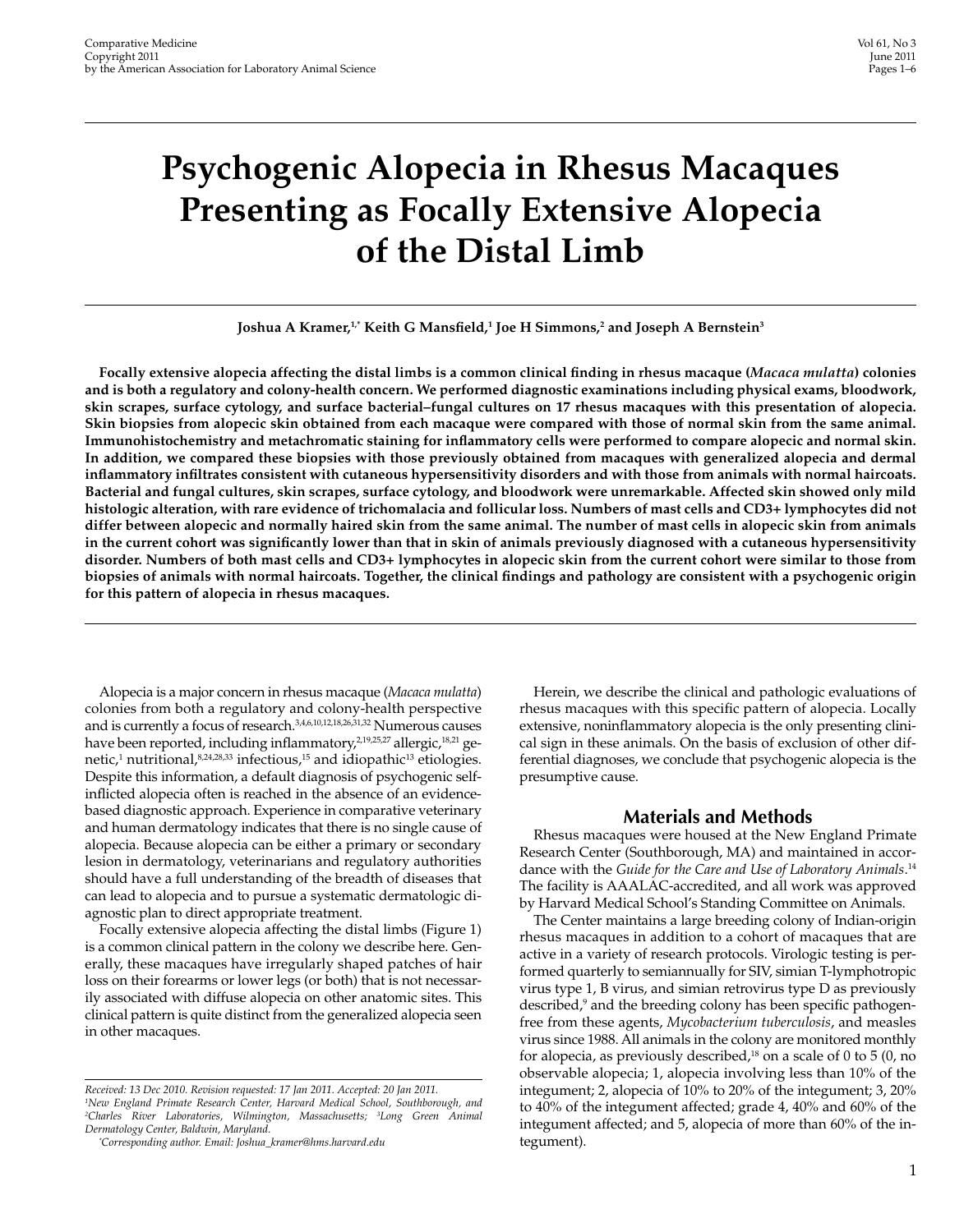# Psychogenic Alopecia in Rhesus Macaques Presenting as Focally Extensive Alopecia of the Distal Limb

**Joshua A Kramer,[1,*] Keith G Mansfield,[1] Joe H Simmons,[2] and Joseph A Bernstein[3]**

**Focally extensive alopecia affecting the distal limbs is a common clinical finding in rhesus macaque (*Macaca mulatta*) colonies and is both a regulatory and colony-health concern. We performed diagnostic examinations including physical exams, bloodwork, skin scrapes, surface cytology, and surface bacterial–fungal cultures on 17 rhesus macaques with this presentation of alopecia. Skin biopsies from alopecic skin obtained from each macaque were compared with those of normal skin from the same animal. Immunohistochemistry and metachromatic staining for inflammatory cells were performed to compare alopecic and normal skin. In addition, we compared these biopsies with those previously obtained from macaques with generalized alopecia and dermal inflammatory infiltrates consistent with cutaneous hypersensitivity disorders and with those from animals with normal haircoats. Bacterial and fungal cultures, skin scrapes, surface cytology, and bloodwork were unremarkable. Affected skin showed only mild histologic alteration, with rare evidence of trichomalacia and follicular loss. Numbers of mast cells and CD3+ lymphocytes did not differ between alopecic and normally haired skin from the same animal. The number of mast cells in alopecic skin from animals in the current cohort was significantly lower than that in skin of animals previously diagnosed with a cutaneous hypersensitivity disorder. Numbers of both mast cells and CD3+ lymphocytes in alopecic skin from the current cohort were similar to those from biopsies of animals with normal haircoats. Together, the clinical findings and pathology are consistent with a psychogenic origin for this pattern of alopecia in rhesus macaques.**

Alopecia is a major concern in rhesus macaque (*Macaca mulatta*) colonies from both a regulatory and colony-health perspective and is currently a focus of research.[3,4,6,10,12,18,26,31,32] Numerous causes have been reported, including inflammatory,[2,19,25,27] allergic,[18,21] genetic,[1] nutritional,[8,24,28,33] infectious,[15] and idiopathic[13] etiologies. Despite this information, a default diagnosis of psychogenic self-inflicted alopecia often is reached in the absence of an evidence-based diagnostic approach. Experience in comparative veterinary and human dermatology indicates that there is no single cause of alopecia. Because alopecia can be either a primary or secondary lesion in dermatology, veterinarians and regulatory authorities should have a full understanding of the breadth of diseases that can lead to alopecia and to pursue a systematic dermatologic diagnostic plan to direct appropriate treatment.

Focally extensive alopecia affecting the distal limbs (Figure 1) is a common clinical pattern in the colony we describe here. Generally, these macaques have irregularly shaped patches of hair loss on their forearms or lower legs (or both) that is not necessarily associated with diffuse alopecia on other anatomic sites. This clinical pattern is quite distinct from the generalized alopecia seen in other macaques.

Herein, we describe the clinical and pathologic evaluations of rhesus macaques with this specific pattern of alopecia. Locally extensive, noninflammatory alopecia is the only presenting clinical sign in these animals. On the basis of exclusion of other differential diagnoses, we conclude that psychogenic alopecia is the presumptive cause.

## Materials and Methods

Rhesus macaques were housed at the New England Primate Research Center (Southborough, MA) and maintained in accordance with the *Guide for the Care and Use of Laboratory Animals*.[14] The facility is AAALAC-accredited, and all work was approved by Harvard Medical School's Standing Committee on Animals.

The Center maintains a large breeding colony of Indian-origin rhesus macaques in addition to a cohort of macaques that are active in a variety of research protocols. Virologic testing is performed quarterly to semiannually for SIV, simian T-lymphotropic virus type 1, B virus, and simian retrovirus type D as previously described,[9] and the breeding colony has been specific pathogen-free from these agents, *Mycobacterium tuberculosis*, and measles virus since 1988. All animals in the colony are monitored monthly for alopecia, as previously described,[18] on a scale of 0 to 5 (0, no observable alopecia; 1, alopecia involving less than 10% of the integument; 2, alopecia of 10% to 20% of the integument; 3, 20% to 40% of the integument affected; grade 4, 40% and 60% of the integument affected; and 5, alopecia of more than 60% of the integument).

*Received: 13 Dec 2010. Revision requested: 17 Jan 2011. Accepted: 20 Jan 2011.*
*[1]New England Primate Research Center, Harvard Medical School, Southborough, and [2]Charles River Laboratories, Wilmington, Massachusetts; [3]Long Green Animal Dermatology Center, Baldwin, Maryland.*
*[*]Corresponding author. Email: Joshua_kramer@hms.harvard.edu*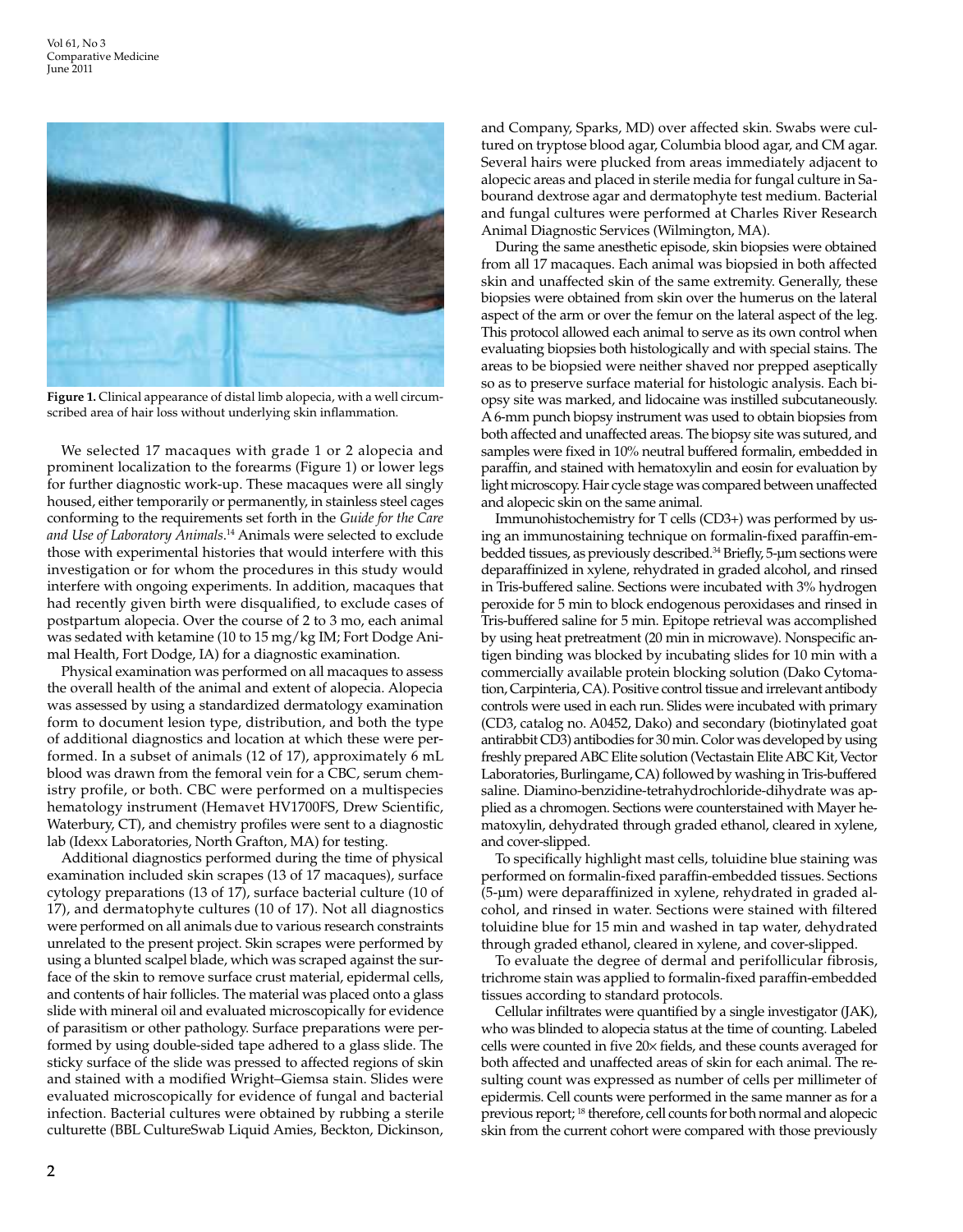**Figure 1.** Clinical appearance of distal limb alopecia, with a well circumscribed area of hair loss without underlying skin inflammation.

We selected 17 macaques with grade 1 or 2 alopecia and prominent localization to the forearms (Figure 1) or lower legs for further diagnostic work-up. These macaques were all singly housed, either temporarily or permanently, in stainless steel cages conforming to the requirements set forth in the *Guide for the Care and Use of Laboratory Animals*.[14] Animals were selected to exclude those with experimental histories that would interfere with this investigation or for whom the procedures in this study would interfere with ongoing experiments. In addition, macaques that had recently given birth were disqualified, to exclude cases of postpartum alopecia. Over the course of 2 to 3 mo, each animal was sedated with ketamine (10 to 15 mg/kg IM; Fort Dodge Animal Health, Fort Dodge, IA) for a diagnostic examination.

Physical examination was performed on all macaques to assess the overall health of the animal and extent of alopecia. Alopecia was assessed by using a standardized dermatology examination form to document lesion type, distribution, and both the type of additional diagnostics and location at which these were performed. In a subset of animals (12 of 17), approximately 6 mL blood was drawn from the femoral vein for a CBC, serum chemistry profile, or both. CBC were performed on a multispecies hematology instrument (Hemavet HV1700FS, Drew Scientific, Waterbury, CT), and chemistry profiles were sent to a diagnostic lab (Idexx Laboratories, North Grafton, MA) for testing.

Additional diagnostics performed during the time of physical examination included skin scrapes (13 of 17 macaques), surface cytology preparations (13 of 17), surface bacterial culture (10 of 17), and dermatophyte cultures (10 of 17). Not all diagnostics were performed on all animals due to various research constraints unrelated to the present project. Skin scrapes were performed by using a blunted scalpel blade, which was scraped against the surface of the skin to remove surface crust material, epidermal cells, and contents of hair follicles. The material was placed onto a glass slide with mineral oil and evaluated microscopically for evidence of parasitism or other pathology. Surface preparations were performed by using double-sided tape adhered to a glass slide. The sticky surface of the slide was pressed to affected regions of skin and stained with a modified Wright–Giemsa stain. Slides were evaluated microscopically for evidence of fungal and bacterial infection. Bacterial cultures were obtained by rubbing a sterile culturette (BBL CultureSwab Liquid Amies, Beckton, Dickinson, and Company, Sparks, MD) over affected skin. Swabs were cultured on tryptose blood agar, Columbia blood agar, and CM agar. Several hairs were plucked from areas immediately adjacent to alopecic areas and placed in sterile media for fungal culture in Sabourand dextrose agar and dermatophyte test medium. Bacterial and fungal cultures were performed at Charles River Research Animal Diagnostic Services (Wilmington, MA).

During the same anesthetic episode, skin biopsies were obtained from all 17 macaques. Each animal was biopsied in both affected skin and unaffected skin of the same extremity. Generally, these biopsies were obtained from skin over the humerus on the lateral aspect of the arm or over the femur on the lateral aspect of the leg. This protocol allowed each animal to serve as its own control when evaluating biopsies both histologically and with special stains. The areas to be biopsied were neither shaved nor prepped aseptically so as to preserve surface material for histologic analysis. Each biopsy site was marked, and lidocaine was instilled subcutaneously. A 6-mm punch biopsy instrument was used to obtain biopsies from both affected and unaffected areas. The biopsy site was sutured, and samples were fixed in 10% neutral buffered formalin, embedded in paraffin, and stained with hematoxylin and eosin for evaluation by light microscopy. Hair cycle stage was compared between unaffected and alopecic skin on the same animal.

Immunohistochemistry for T cells (CD3+) was performed by using an immunostaining technique on formalin-fixed paraffin-embedded tissues, as previously described.[34] Briefly, 5-µm sections were deparaffinized in xylene, rehydrated in graded alcohol, and rinsed in Tris-buffered saline. Sections were incubated with 3% hydrogen peroxide for 5 min to block endogenous peroxidases and rinsed in Tris-buffered saline for 5 min. Epitope retrieval was accomplished by using heat pretreatment (20 min in microwave). Nonspecific antigen binding was blocked by incubating slides for 10 min with a commercially available protein blocking solution (Dako Cytomation, Carpinteria, CA). Positive control tissue and irrelevant antibody controls were used in each run. Slides were incubated with primary (CD3, catalog no. A0452, Dako) and secondary (biotinylated goat antirabbit CD3) antibodies for 30 min. Color was developed by using freshly prepared ABC Elite solution (Vectastain Elite ABC Kit, Vector Laboratories, Burlingame, CA) followed by washing in Tris-buffered saline. Diamino-benzidine-tetrahydrochloride-dihydrate was applied as a chromogen. Sections were counterstained with Mayer hematoxylin, dehydrated through graded ethanol, cleared in xylene, and cover-slipped.

To specifically highlight mast cells, toluidine blue staining was performed on formalin-fixed paraffin-embedded tissues. Sections (5-µm) were deparaffinized in xylene, rehydrated in graded alcohol, and rinsed in water. Sections were stained with filtered toluidine blue for 15 min and washed in tap water, dehydrated through graded ethanol, cleared in xylene, and cover-slipped.

To evaluate the degree of dermal and perifollicular fibrosis, trichrome stain was applied to formalin-fixed paraffin-embedded tissues according to standard protocols.

Cellular infiltrates were quantified by a single investigator (JAK), who was blinded to alopecia status at the time of counting. Labeled cells were counted in five 20× fields, and these counts averaged for both affected and unaffected areas of skin for each animal. The resulting count was expressed as number of cells per millimeter of epidermis. Cell counts were performed in the same manner as for a previous report;[18] therefore, cell counts for both normal and alopecic skin from the current cohort were compared with those previously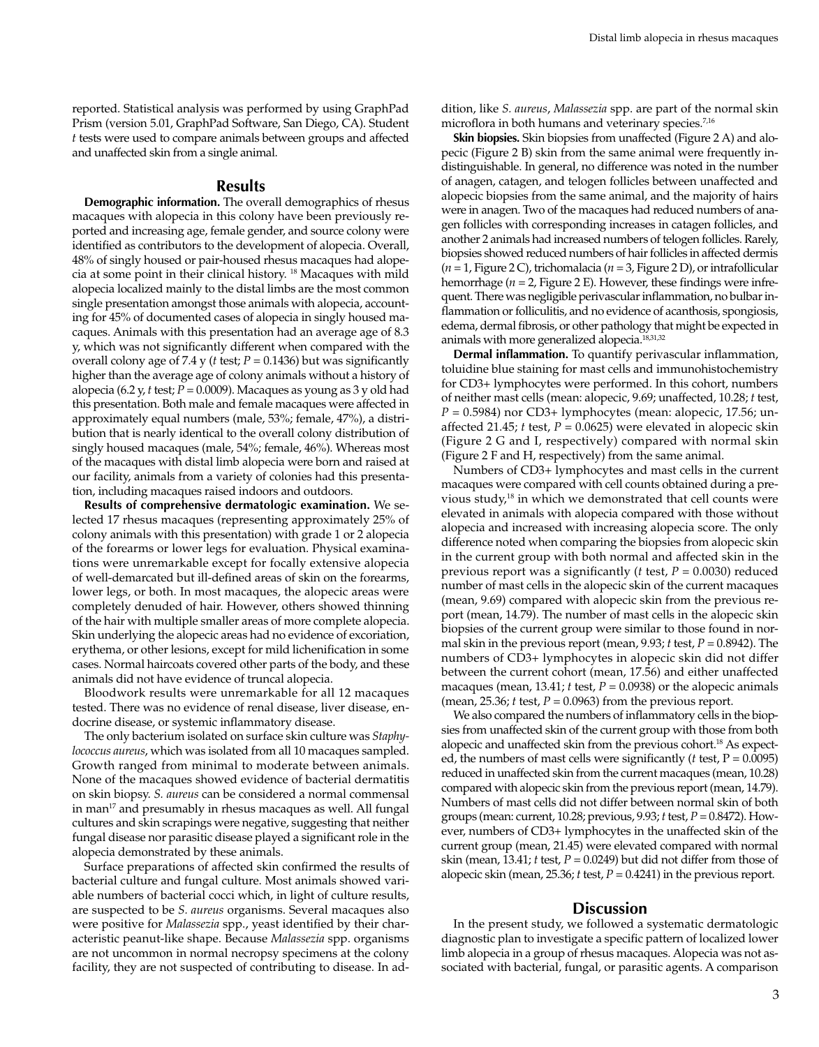reported. Statistical analysis was performed by using GraphPad Prism (version 5.01, GraphPad Software, San Diego, CA). Student *t* tests were used to compare animals between groups and affected and unaffected skin from a single animal.

## Results

**Demographic information.** The overall demographics of rhesus macaques with alopecia in this colony have been previously reported and increasing age, female gender, and source colony were identified as contributors to the development of alopecia. Overall, 48% of singly housed or pair-housed rhesus macaques had alopecia at some point in their clinical history. [18] Macaques with mild alopecia localized mainly to the distal limbs are the most common single presentation amongst those animals with alopecia, accounting for 45% of documented cases of alopecia in singly housed macaques. Animals with this presentation had an average age of 8.3 y, which was not significantly different when compared with the overall colony age of 7.4 y (*t* test; $P = 0.1436$) but was significantly higher than the average age of colony animals without a history of alopecia (6.2 y, *t* test; $P = 0.0009$). Macaques as young as 3 y old had this presentation. Both male and female macaques were affected in approximately equal numbers (male, 53%; female, 47%), a distribution that is nearly identical to the overall colony distribution of singly housed macaques (male, 54%; female, 46%). Whereas most of the macaques with distal limb alopecia were born and raised at our facility, animals from a variety of colonies had this presentation, including macaques raised indoors and outdoors.

**Results of comprehensive dermatologic examination.** We selected 17 rhesus macaques (representing approximately 25% of colony animals with this presentation) with grade 1 or 2 alopecia of the forearms or lower legs for evaluation. Physical examinations were unremarkable except for focally extensive alopecia of well-demarcated but ill-defined areas of skin on the forearms, lower legs, or both. In most macaques, the alopecic areas were completely denuded of hair. However, others showed thinning of the hair with multiple smaller areas of more complete alopecia. Skin underlying the alopecic areas had no evidence of excoriation, erythema, or other lesions, except for mild lichenification in some cases. Normal haircoats covered other parts of the body, and these animals did not have evidence of truncal alopecia.

Bloodwork results were unremarkable for all 12 macaques tested. There was no evidence of renal disease, liver disease, endocrine disease, or systemic inflammatory disease.

The only bacterium isolated on surface skin culture was *Staphylococcus aureus*, which was isolated from all 10 macaques sampled. Growth ranged from minimal to moderate between animals. None of the macaques showed evidence of bacterial dermatitis on skin biopsy. *S. aureus* can be considered a normal commensal in man[17] and presumably in rhesus macaques as well. All fungal cultures and skin scrapings were negative, suggesting that neither fungal disease nor parasitic disease played a significant role in the alopecia demonstrated by these animals.

Surface preparations of affected skin confirmed the results of bacterial culture and fungal culture. Most animals showed variable numbers of bacterial cocci which, in light of culture results, are suspected to be *S. aureus* organisms. Several macaques also were positive for *Malassezia* spp., yeast identified by their characteristic peanut-like shape. Because *Malassezia* spp. organisms are not uncommon in normal necropsy specimens at the colony facility, they are not suspected of contributing to disease. In addition, like *S. aureus*, *Malassezia* spp. are part of the normal skin microflora in both humans and veterinary species.[7,16]

**Skin biopsies.** Skin biopsies from unaffected (Figure 2 A) and alopecic (Figure 2 B) skin from the same animal were frequently indistinguishable. In general, no difference was noted in the number of anagen, catagen, and telogen follicles between unaffected and alopecic biopsies from the same animal, and the majority of hairs were in anagen. Two of the macaques had reduced numbers of anagen follicles with corresponding increases in catagen follicles, and another 2 animals had increased numbers of telogen follicles. Rarely, biopsies showed reduced numbers of hair follicles in affected dermis ($n = 1$, Figure 2 C), trichomalacia ($n = 3$, Figure 2 D), or intrafollicular hemorrhage ($n = 2$, Figure 2 E). However, these findings were infrequent. There was negligible perivascular inflammation, no bulbar inflammation or folliculitis, and no evidence of acanthosis, spongiosis, edema, dermal fibrosis, or other pathology that might be expected in animals with more generalized alopecia.[18,31,32]

**Dermal inflammation.** To quantify perivascular inflammation, toluidine blue staining for mast cells and immunohistochemistry for CD3+ lymphocytes were performed. In this cohort, numbers of neither mast cells (mean: alopecic, 9.69; unaffected, 10.28; *t* test, $P = 0.5984$) nor CD3+ lymphocytes (mean: alopecic, 17.56; unaffected 21.45; *t* test, $P = 0.0625$) were elevated in alopecic skin (Figure 2 G and I, respectively) compared with normal skin (Figure 2 F and H, respectively) from the same animal.

Numbers of CD3+ lymphocytes and mast cells in the current macaques were compared with cell counts obtained during a previous study,[18] in which we demonstrated that cell counts were elevated in animals with alopecia compared with those without alopecia and increased with increasing alopecia score. The only difference noted when comparing the biopsies from alopecic skin in the current group with both normal and affected skin in the previous report was a significantly (*t* test, $P = 0.0030$) reduced number of mast cells in the alopecic skin of the current macaques (mean, 9.69) compared with alopecic skin from the previous report (mean, 14.79). The number of mast cells in the alopecic skin biopsies of the current group were similar to those found in normal skin in the previous report (mean, 9.93; *t* test, $P = 0.8942$). The numbers of CD3+ lymphocytes in alopecic skin did not differ between the current cohort (mean, 17.56) and either unaffected macaques (mean, 13.41; *t* test, $P = 0.0938$) or the alopecic animals (mean, 25.36; *t* test, $P = 0.0963$) from the previous report.

We also compared the numbers of inflammatory cells in the biopsies from unaffected skin of the current group with those from both alopecic and unaffected skin from the previous cohort.[18] As expected, the numbers of mast cells were significantly (*t* test, $P = 0.0095$) reduced in unaffected skin from the current macaques (mean, 10.28) compared with alopecic skin from the previous report (mean, 14.79). Numbers of mast cells did not differ between normal skin of both groups (mean: current, 10.28; previous, 9.93; *t* test, $P = 0.8472$). However, numbers of CD3+ lymphocytes in the unaffected skin of the current group (mean, 21.45) were elevated compared with normal skin (mean, 13.41; *t* test, $P = 0.0249$) but did not differ from those of alopecic skin (mean, 25.36; *t* test, $P = 0.4241$) in the previous report.

## Discussion

In the present study, we followed a systematic dermatologic diagnostic plan to investigate a specific pattern of localized lower limb alopecia in a group of rhesus macaques. Alopecia was not associated with bacterial, fungal, or parasitic agents. A comparison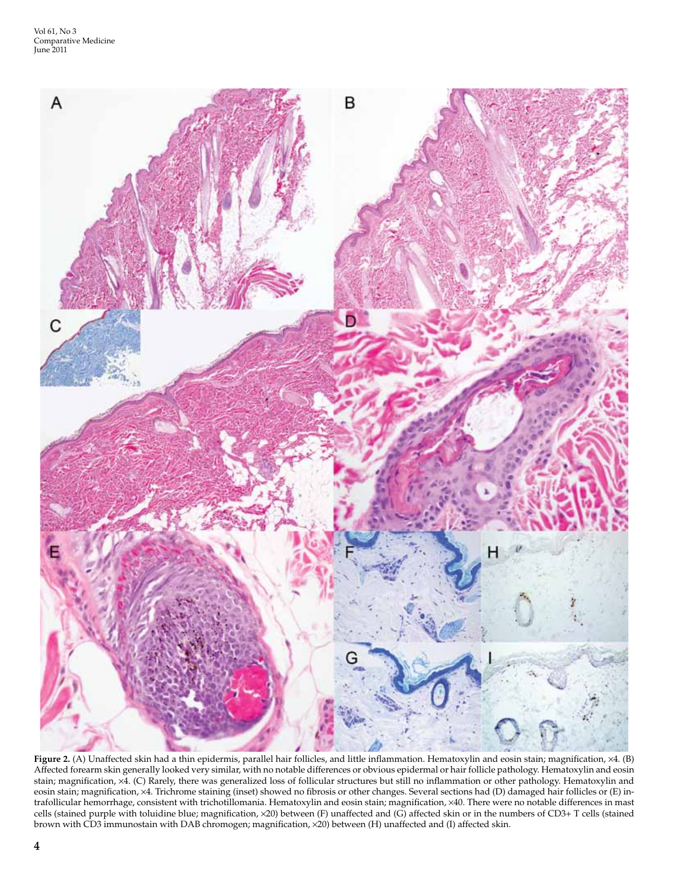**Figure 2.** (A) Unaffected skin had a thin epidermis, parallel hair follicles, and little inflammation. Hematoxylin and eosin stain; magnification, ×4. (B) Affected forearm skin generally looked very similar, with no notable differences or obvious epidermal or hair follicle pathology. Hematoxylin and eosin stain; magnification, ×4. (C) Rarely, there was generalized loss of follicular structures but still no inflammation or other pathology. Hematoxylin and eosin stain; magnification, ×4. Trichrome staining (inset) showed no fibrosis or other changes. Several sections had (D) damaged hair follicles or (E) intrafollicular hemorrhage, consistent with trichotillomania. Hematoxylin and eosin stain; magnification, ×40. There were no notable differences in mast cells (stained purple with toluidine blue; magnification, ×20) between (F) unaffected and (G) affected skin or in the numbers of CD3+ T cells (stained brown with CD3 immunostain with DAB chromogen; magnification, ×20) between (H) unaffected and (I) affected skin.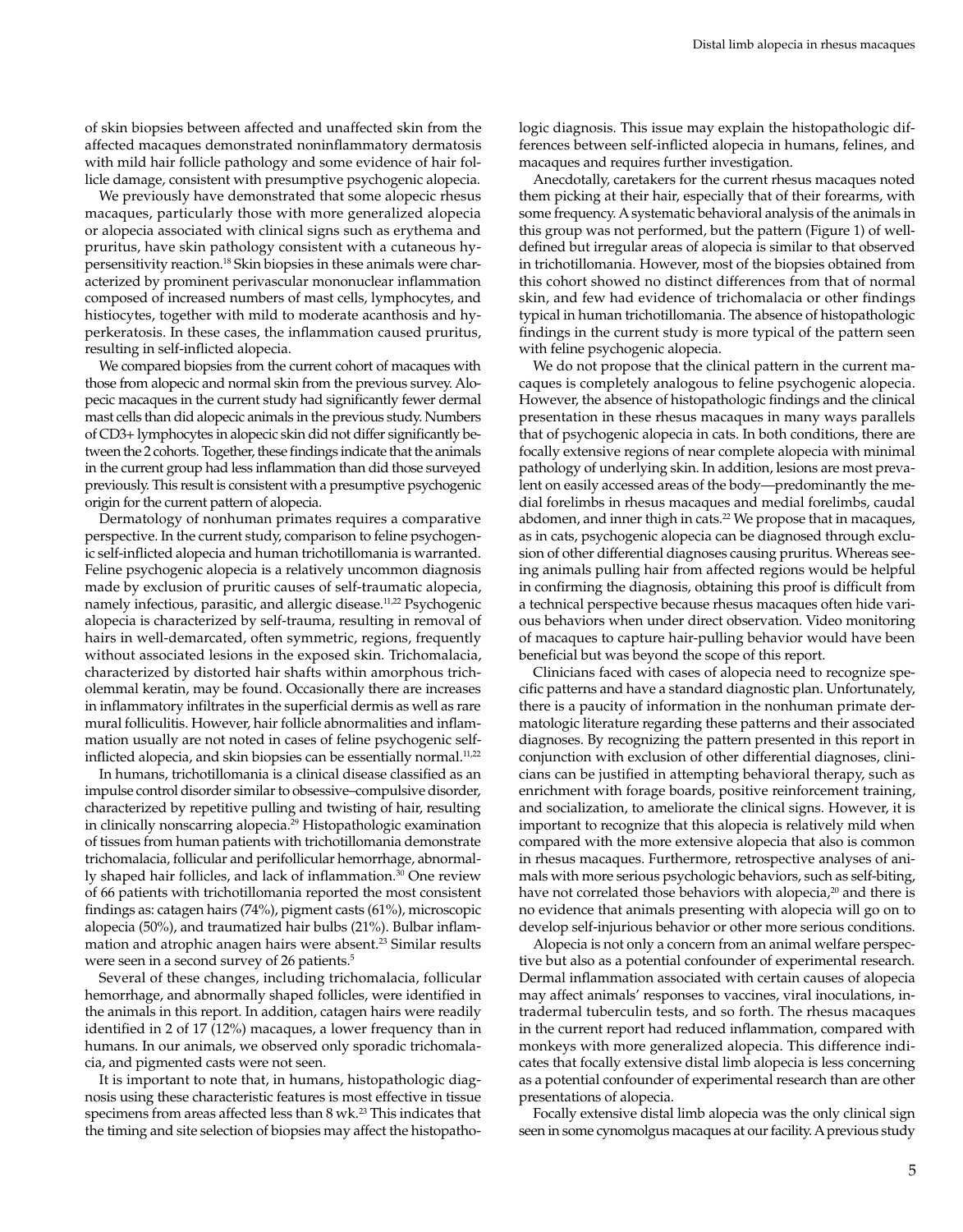of skin biopsies between affected and unaffected skin from the affected macaques demonstrated noninflammatory dermatosis with mild hair follicle pathology and some evidence of hair follicle damage, consistent with presumptive psychogenic alopecia.

We previously have demonstrated that some alopecic rhesus macaques, particularly those with more generalized alopecia or alopecia associated with clinical signs such as erythema and pruritus, have skin pathology consistent with a cutaneous hypersensitivity reaction.[18] Skin biopsies in these animals were characterized by prominent perivascular mononuclear inflammation composed of increased numbers of mast cells, lymphocytes, and histiocytes, together with mild to moderate acanthosis and hyperkeratosis. In these cases, the inflammation caused pruritus, resulting in self-inflicted alopecia.

We compared biopsies from the current cohort of macaques with those from alopecic and normal skin from the previous survey. Alopecic macaques in the current study had significantly fewer dermal mast cells than did alopecic animals in the previous study. Numbers of CD3+ lymphocytes in alopecic skin did not differ significantly between the 2 cohorts. Together, these findings indicate that the animals in the current group had less inflammation than did those surveyed previously. This result is consistent with a presumptive psychogenic origin for the current pattern of alopecia.

Dermatology of nonhuman primates requires a comparative perspective. In the current study, comparison to feline psychogenic self-inflicted alopecia and human trichotillomania is warranted. Feline psychogenic alopecia is a relatively uncommon diagnosis made by exclusion of pruritic causes of self-traumatic alopecia, namely infectious, parasitic, and allergic disease.[11,22] Psychogenic alopecia is characterized by self-trauma, resulting in removal of hairs in well-demarcated, often symmetric, regions, frequently without associated lesions in the exposed skin. Trichomalacia, characterized by distorted hair shafts within amorphous tricholemmal keratin, may be found. Occasionally there are increases in inflammatory infiltrates in the superficial dermis as well as rare mural folliculitis. However, hair follicle abnormalities and inflammation usually are not noted in cases of feline psychogenic self-inflicted alopecia, and skin biopsies can be essentially normal.[11,22]

In humans, trichotillomania is a clinical disease classified as an impulse control disorder similar to obsessive–compulsive disorder, characterized by repetitive pulling and twisting of hair, resulting in clinically nonscarring alopecia.[29] Histopathologic examination of tissues from human patients with trichotillomania demonstrate trichomalacia, follicular and perifollicular hemorrhage, abnormally shaped hair follicles, and lack of inflammation.[30] One review of 66 patients with trichotillomania reported the most consistent findings as: catagen hairs (74%), pigment casts (61%), microscopic alopecia (50%), and traumatized hair bulbs (21%). Bulbar inflammation and atrophic anagen hairs were absent.[23] Similar results were seen in a second survey of 26 patients.[5]

Several of these changes, including trichomalacia, follicular hemorrhage, and abnormally shaped follicles, were identified in the animals in this report. In addition, catagen hairs were readily identified in 2 of 17 (12%) macaques, a lower frequency than in humans. In our animals, we observed only sporadic trichomalacia, and pigmented casts were not seen.

It is important to note that, in humans, histopathologic diagnosis using these characteristic features is most effective in tissue specimens from areas affected less than 8 wk.[23] This indicates that the timing and site selection of biopsies may affect the histopathologic diagnosis. This issue may explain the histopathologic differences between self-inflicted alopecia in humans, felines, and macaques and requires further investigation.

Anecdotally, caretakers for the current rhesus macaques noted them picking at their hair, especially that of their forearms, with some frequency. A systematic behavioral analysis of the animals in this group was not performed, but the pattern (Figure 1) of well-defined but irregular areas of alopecia is similar to that observed in trichotillomania. However, most of the biopsies obtained from this cohort showed no distinct differences from that of normal skin, and few had evidence of trichomalacia or other findings typical in human trichotillomania. The absence of histopathologic findings in the current study is more typical of the pattern seen with feline psychogenic alopecia.

We do not propose that the clinical pattern in the current macaques is completely analogous to feline psychogenic alopecia. However, the absence of histopathologic findings and the clinical presentation in these rhesus macaques in many ways parallels that of psychogenic alopecia in cats. In both conditions, there are focally extensive regions of near complete alopecia with minimal pathology of underlying skin. In addition, lesions are most prevalent on easily accessed areas of the body—predominantly the medial forelimbs in rhesus macaques and medial forelimbs, caudal abdomen, and inner thigh in cats.[22] We propose that in macaques, as in cats, psychogenic alopecia can be diagnosed through exclusion of other differential diagnoses causing pruritus. Whereas seeing animals pulling hair from affected regions would be helpful in confirming the diagnosis, obtaining this proof is difficult from a technical perspective because rhesus macaques often hide various behaviors when under direct observation. Video monitoring of macaques to capture hair-pulling behavior would have been beneficial but was beyond the scope of this report.

Clinicians faced with cases of alopecia need to recognize specific patterns and have a standard diagnostic plan. Unfortunately, there is a paucity of information in the nonhuman primate dermatologic literature regarding these patterns and their associated diagnoses. By recognizing the pattern presented in this report in conjunction with exclusion of other differential diagnoses, clinicians can be justified in attempting behavioral therapy, such as enrichment with forage boards, positive reinforcement training, and socialization, to ameliorate the clinical signs. However, it is important to recognize that this alopecia is relatively mild when compared with the more extensive alopecia that also is common in rhesus macaques. Furthermore, retrospective analyses of animals with more serious psychologic behaviors, such as self-biting, have not correlated those behaviors with alopecia,[20] and there is no evidence that animals presenting with alopecia will go on to develop self-injurious behavior or other more serious conditions.

Alopecia is not only a concern from an animal welfare perspective but also as a potential confounder of experimental research. Dermal inflammation associated with certain causes of alopecia may affect animals' responses to vaccines, viral inoculations, intradermal tuberculin tests, and so forth. The rhesus macaques in the current report had reduced inflammation, compared with monkeys with more generalized alopecia. This difference indicates that focally extensive distal limb alopecia is less concerning as a potential confounder of experimental research than are other presentations of alopecia.

Focally extensive distal limb alopecia was the only clinical sign seen in some cynomolgus macaques at our facility. A previous study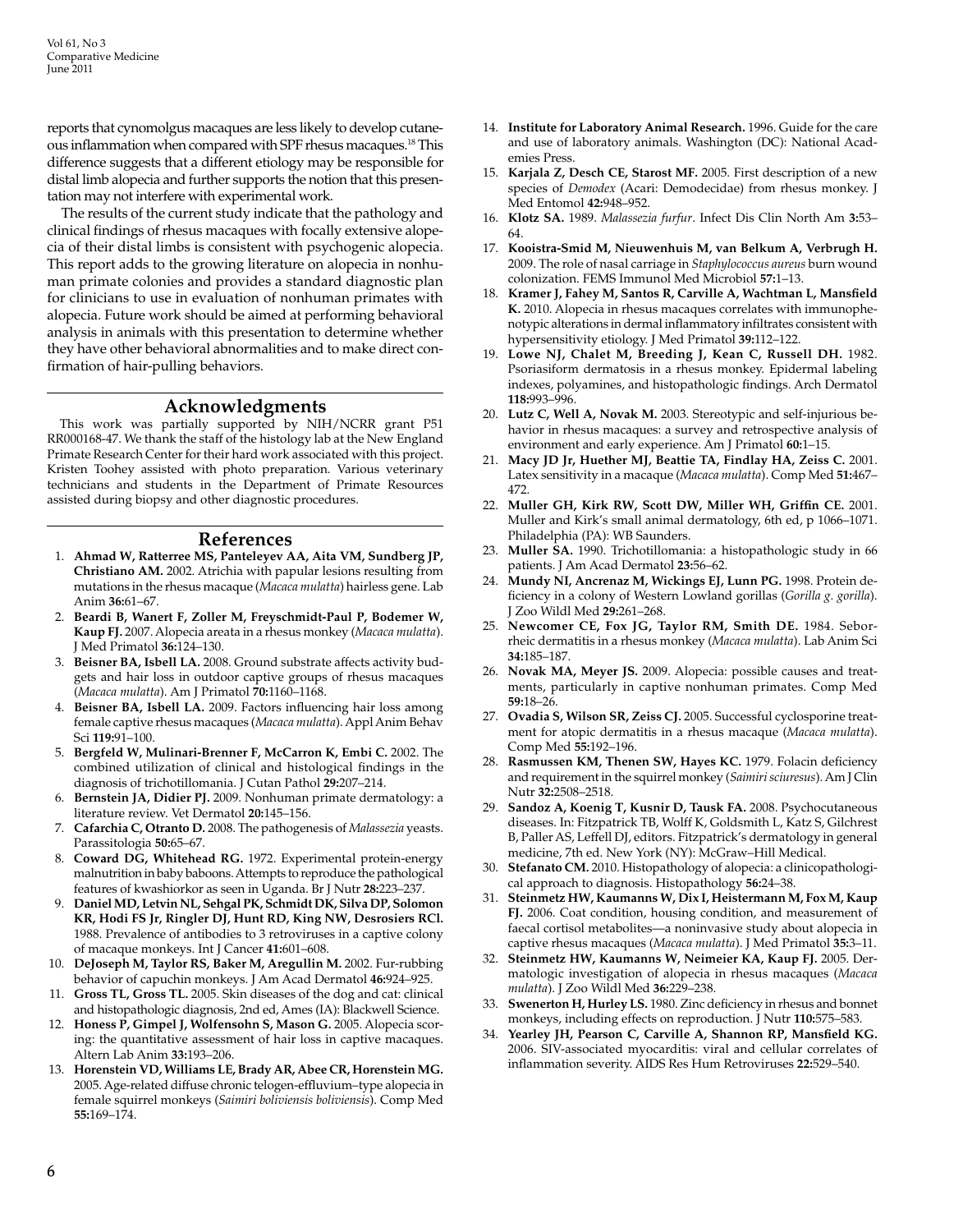reports that cynomolgus macaques are less likely to develop cutaneous inflammation when compared with SPF rhesus macaques.[18] This difference suggests that a different etiology may be responsible for distal limb alopecia and further supports the notion that this presentation may not interfere with experimental work.

The results of the current study indicate that the pathology and clinical findings of rhesus macaques with focally extensive alopecia of their distal limbs is consistent with psychogenic alopecia. This report adds to the growing literature on alopecia in nonhuman primate colonies and provides a standard diagnostic plan for clinicians to use in evaluation of nonhuman primates with alopecia. Future work should be aimed at performing behavioral analysis in animals with this presentation to determine whether they have other behavioral abnormalities and to make direct confirmation of hair-pulling behaviors.

## Acknowledgments

This work was partially supported by NIH/NCRR grant P51 RR000168-47. We thank the staff of the histology lab at the New England Primate Research Center for their hard work associated with this project. Kristen Toohey assisted with photo preparation. Various veterinary technicians and students in the Department of Primate Resources assisted during biopsy and other diagnostic procedures.

## References

1. **Ahmad W, Ratterree MS, Panteleyev AA, Aita VM, Sundberg JP, Christiano AM.** 2002. Atrichia with papular lesions resulting from mutations in the rhesus macaque (*Macaca mulatta*) hairless gene. Lab Anim **36:**61–67.
2. **Beardi B, Wanert F, Zoller M, Freyschmidt-Paul P, Bodemer W, Kaup FJ.** 2007. Alopecia areata in a rhesus monkey (*Macaca mulatta*). J Med Primatol **36:**124–130.
3. **Beisner BA, Isbell LA.** 2008. Ground substrate affects activity budgets and hair loss in outdoor captive groups of rhesus macaques (*Macaca mulatta*). Am J Primatol **70:**1160–1168.
4. **Beisner BA, Isbell LA.** 2009. Factors influencing hair loss among female captive rhesus macaques (*Macaca mulatta*). Appl Anim Behav Sci **119:**91–100.
5. **Bergfeld W, Mulinari-Brenner F, McCarron K, Embi C.** 2002. The combined utilization of clinical and histological findings in the diagnosis of trichotillomania. J Cutan Pathol **29:**207–214.
6. **Bernstein JA, Didier PJ.** 2009. Nonhuman primate dermatology: a literature review. Vet Dermatol **20:**145–156.
7. **Cafarchia C, Otranto D.** 2008. The pathogenesis of *Malassezia* yeasts. Parassitologia **50:**65–67.
8. **Coward DG, Whitehead RG.** 1972. Experimental protein-energy malnutrition in baby baboons. Attempts to reproduce the pathological features of kwashiorkor as seen in Uganda. Br J Nutr **28:**223–237.
9. **Daniel MD, Letvin NL, Sehgal PK, Schmidt DK, Silva DP, Solomon KR, Hodi FS Jr, Ringler DJ, Hunt RD, King NW, Desrosiers RCl.** 1988. Prevalence of antibodies to 3 retroviruses in a captive colony of macaque monkeys. Int J Cancer **41:**601–608.
10. **DeJoseph M, Taylor RS, Baker M, Aregullin M.** 2002. Fur-rubbing behavior of capuchin monkeys. J Am Acad Dermatol **46:**924–925.
11. **Gross TL, Gross TL.** 2005. Skin diseases of the dog and cat: clinical and histopathologic diagnosis, 2nd ed, Ames (IA): Blackwell Science.
12. **Honess P, Gimpel J, Wolfensohn S, Mason G.** 2005. Alopecia scoring: the quantitative assessment of hair loss in captive macaques. Altern Lab Anim **33:**193–206.
13. **Horenstein VD, Williams LE, Brady AR, Abee CR, Horenstein MG.** 2005. Age-related diffuse chronic telogen-effluvium–type alopecia in female squirrel monkeys (*Saimiri boliviensis boliviensis*). Comp Med **55:**169–174.
14. **Institute for Laboratory Animal Research.** 1996. Guide for the care and use of laboratory animals. Washington (DC): National Academies Press.
15. **Karjala Z, Desch CE, Starost MF.** 2005. First description of a new species of *Demodex* (Acari: Demodecidae) from rhesus monkey. J Med Entomol **42:**948–952.
16. **Klotz SA.** 1989. *Malassezia furfur*. Infect Dis Clin North Am **3:**53–64.
17. **Kooistra-Smid M, Nieuwenhuis M, van Belkum A, Verbrugh H.** 2009. The role of nasal carriage in *Staphylococcus aureus* burn wound colonization. FEMS Immunol Med Microbiol **57:**1–13.
18. **Kramer J, Fahey M, Santos R, Carville A, Wachtman L, Mansfield K.** 2010. Alopecia in rhesus macaques correlates with immunophenotypic alterations in dermal inflammatory infiltrates consistent with hypersensitivity etiology. J Med Primatol **39:**112–122.
19. **Lowe NJ, Chalet M, Breeding J, Kean C, Russell DH.** 1982. Psoriasiform dermatosis in a rhesus monkey. Epidermal labeling indexes, polyamines, and histopathologic findings. Arch Dermatol **118:**993–996.
20. **Lutz C, Well A, Novak M.** 2003. Stereotypic and self-injurious behavior in rhesus macaques: a survey and retrospective analysis of environment and early experience. Am J Primatol **60:**1–15.
21. **Macy JD Jr, Huether MJ, Beattie TA, Findlay HA, Zeiss C.** 2001. Latex sensitivity in a macaque (*Macaca mulatta*). Comp Med **51:**467–472.
22. **Muller GH, Kirk RW, Scott DW, Miller WH, Griffin CE.** 2001. Muller and Kirk's small animal dermatology, 6th ed, p 1066–1071. Philadelphia (PA): WB Saunders.
23. **Muller SA.** 1990. Trichotillomania: a histopathologic study in 66 patients. J Am Acad Dermatol **23:**56–62.
24. **Mundy NI, Ancrenaz M, Wickings EJ, Lunn PG.** 1998. Protein deficiency in a colony of Western Lowland gorillas (*Gorilla g. gorilla*). J Zoo Wildl Med **29:**261–268.
25. **Newcomer CE, Fox JG, Taylor RM, Smith DE.** 1984. Seborrheic dermatitis in a rhesus monkey (*Macaca mulatta*). Lab Anim Sci **34:**185–187.
26. **Novak MA, Meyer JS.** 2009. Alopecia: possible causes and treatments, particularly in captive nonhuman primates. Comp Med **59:**18–26.
27. **Ovadia S, Wilson SR, Zeiss CJ.** 2005. Successful cyclosporine treatment for atopic dermatitis in a rhesus macaque (*Macaca mulatta*). Comp Med **55:**192–196.
28. **Rasmussen KM, Thenen SW, Hayes KC.** 1979. Folacin deficiency and requirement in the squirrel monkey (*Saimiri sciuresus*). Am J Clin Nutr **32:**2508–2518.
29. **Sandoz A, Koenig T, Kusnir D, Tausk FA.** 2008. Psychocutaneous diseases. In: Fitzpatrick TB, Wolff K, Goldsmith L, Katz S, Gilchrest B, Paller AS, Leffell DJ, editors. Fitzpatrick's dermatology in general medicine, 7th ed. New York (NY): McGraw–Hill Medical.
30. **Stefanato CM.** 2010. Histopathology of alopecia: a clinicopathological approach to diagnosis. Histopathology **56:**24–38.
31. **Steinmetz HW, Kaumanns W, Dix I, Heistermann M, Fox M, Kaup FJ.** 2006. Coat condition, housing condition, and measurement of faecal cortisol metabolites—a noninvasive study about alopecia in captive rhesus macaques (*Macaca mulatta*). J Med Primatol **35:**3–11.
32. **Steinmetz HW, Kaumanns W, Neimeier KA, Kaup FJ.** 2005. Dermatologic investigation of alopecia in rhesus macaques (*Macaca mulatta*). J Zoo Wildl Med **36:**229–238.
33. **Swenerton H, Hurley LS.** 1980. Zinc deficiency in rhesus and bonnet monkeys, including effects on reproduction. J Nutr **110:**575–583.
34. **Yearley JH, Pearson C, Carville A, Shannon RP, Mansfield KG.** 2006. SIV-associated myocarditis: viral and cellular correlates of inflammation severity. AIDS Res Hum Retroviruses **22:**529–540.